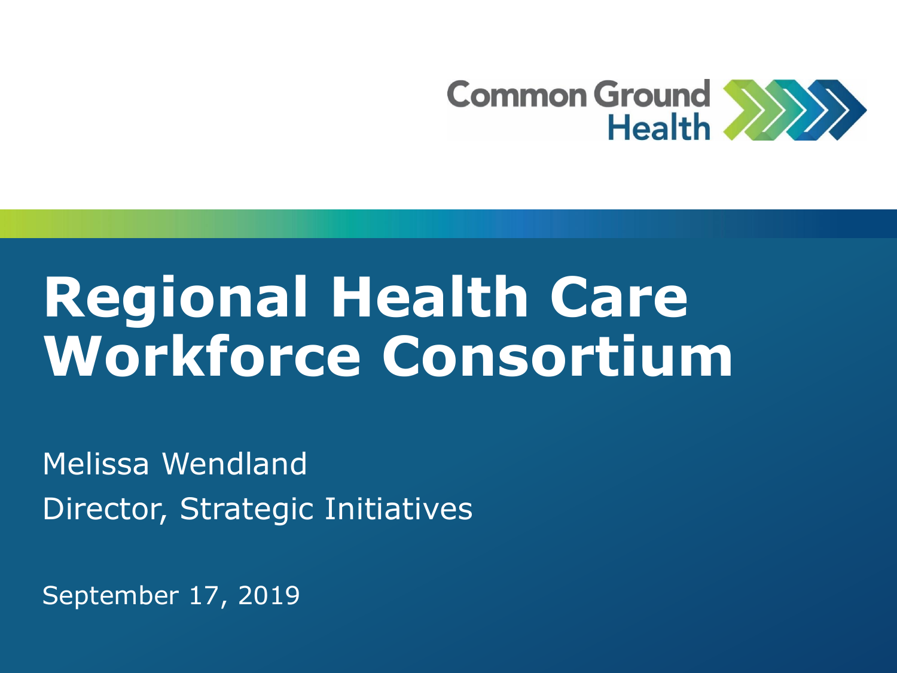Common Ground Health

# Regional Health Care Workforce Consortium

Melissa Wendland

Director, Strategic Initiatives

September 17, 2019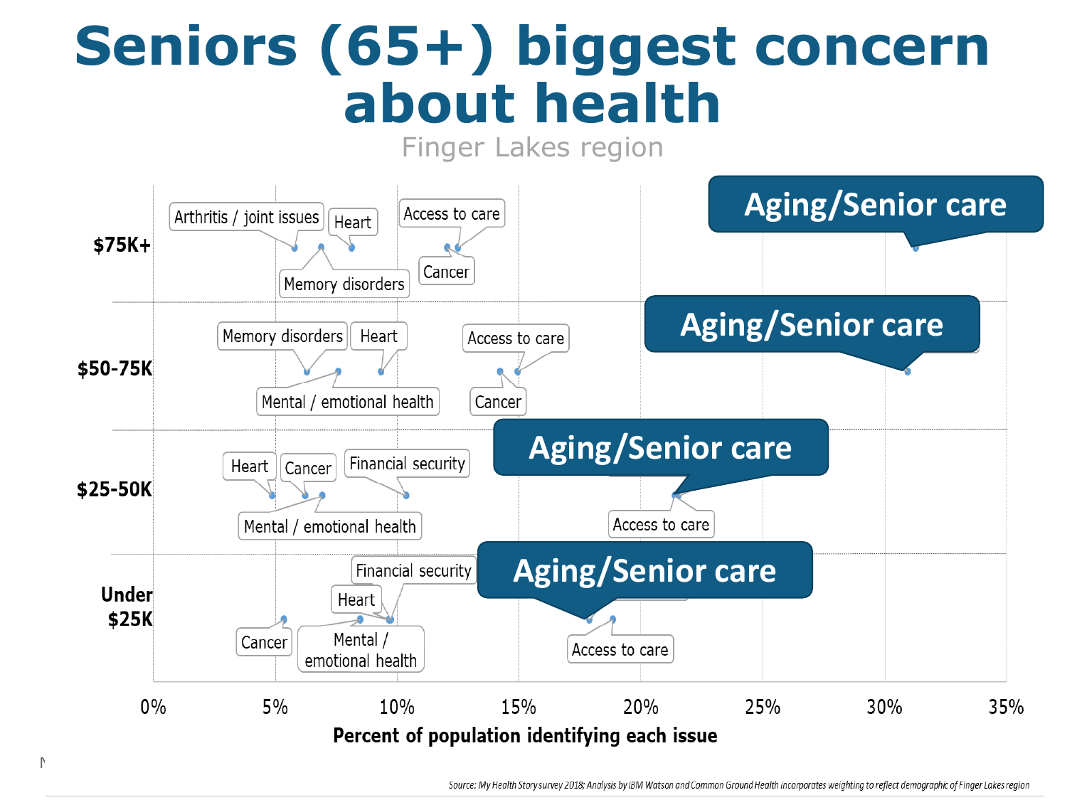# Seniors (65+) biggest concern about health

Finger Lakes region

| Income | Issues (approximate percent of population identifying each issue) |
|---|---|
| $75K+ | Arthritis / joint issues, Memory disorders, Heart, Cancer, Access to care, **Aging/Senior care** |
| $50-75K | Memory disorders, Mental / emotional health, Heart, Cancer, Access to care, **Aging/Senior care** |
| $25-50K | Heart, Cancer, Mental / emotional health, Financial security, Aging/Senior care, Access to care |
| Under $25K | Cancer, Mental / emotional health, Heart, Financial security, Aging/Senior care, Access to care |

Percent of population identifying each issue (0% – 35%)

*Source: My Health Story survey 2018; Analysis by IBM Watson and Common Ground Health incorporates weighting to reflect demographic of Finger Lakes region*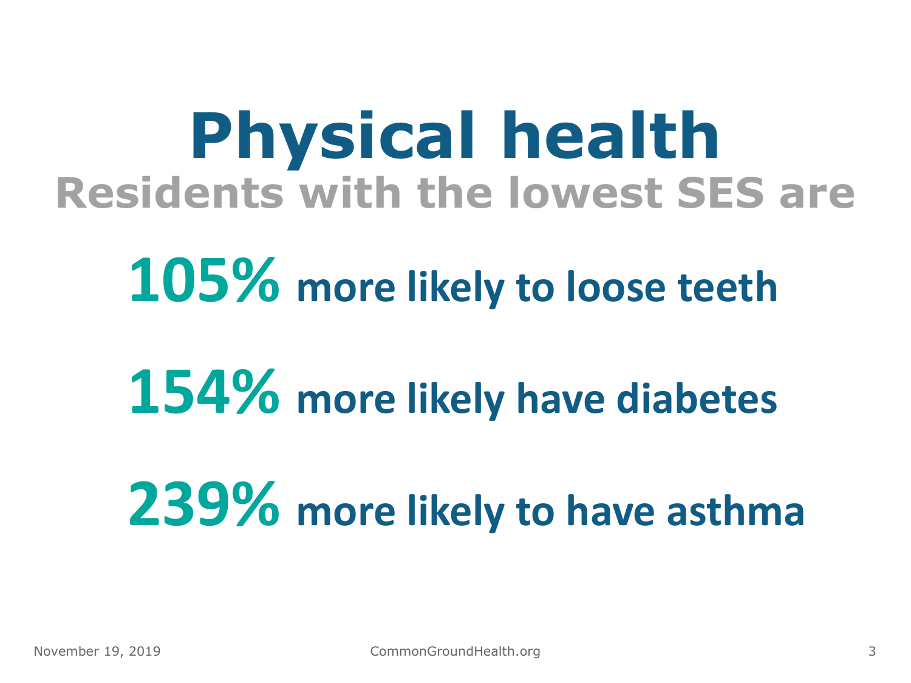# Physical health

## Residents with the lowest SES are

**105%** more likely to loose teeth

**154%** more likely have diabetes

**239%** more likely to have asthma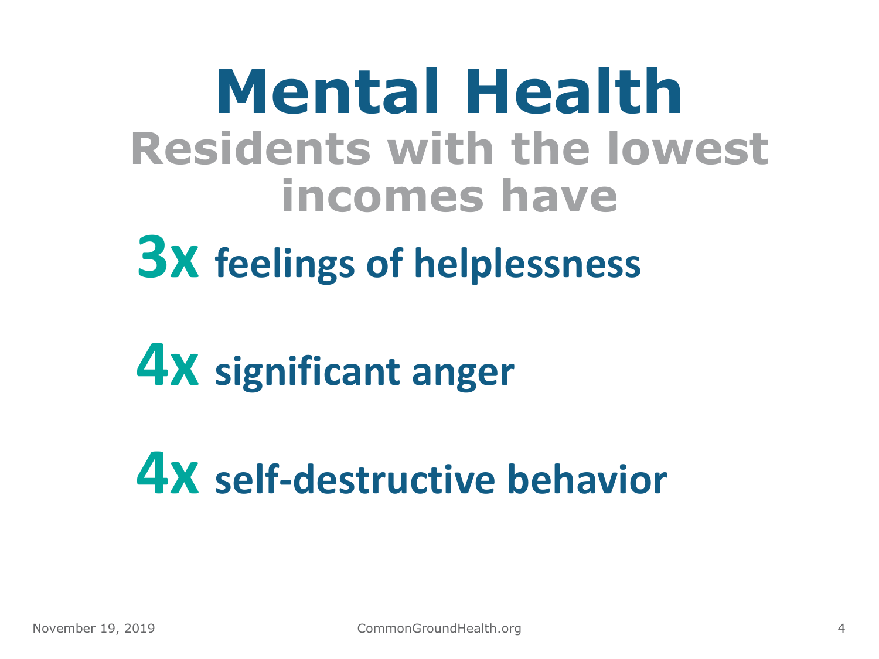# Mental Health

## Residents with the lowest incomes have

**3x** feelings of helplessness

**4x** significant anger

**4x** self-destructive behavior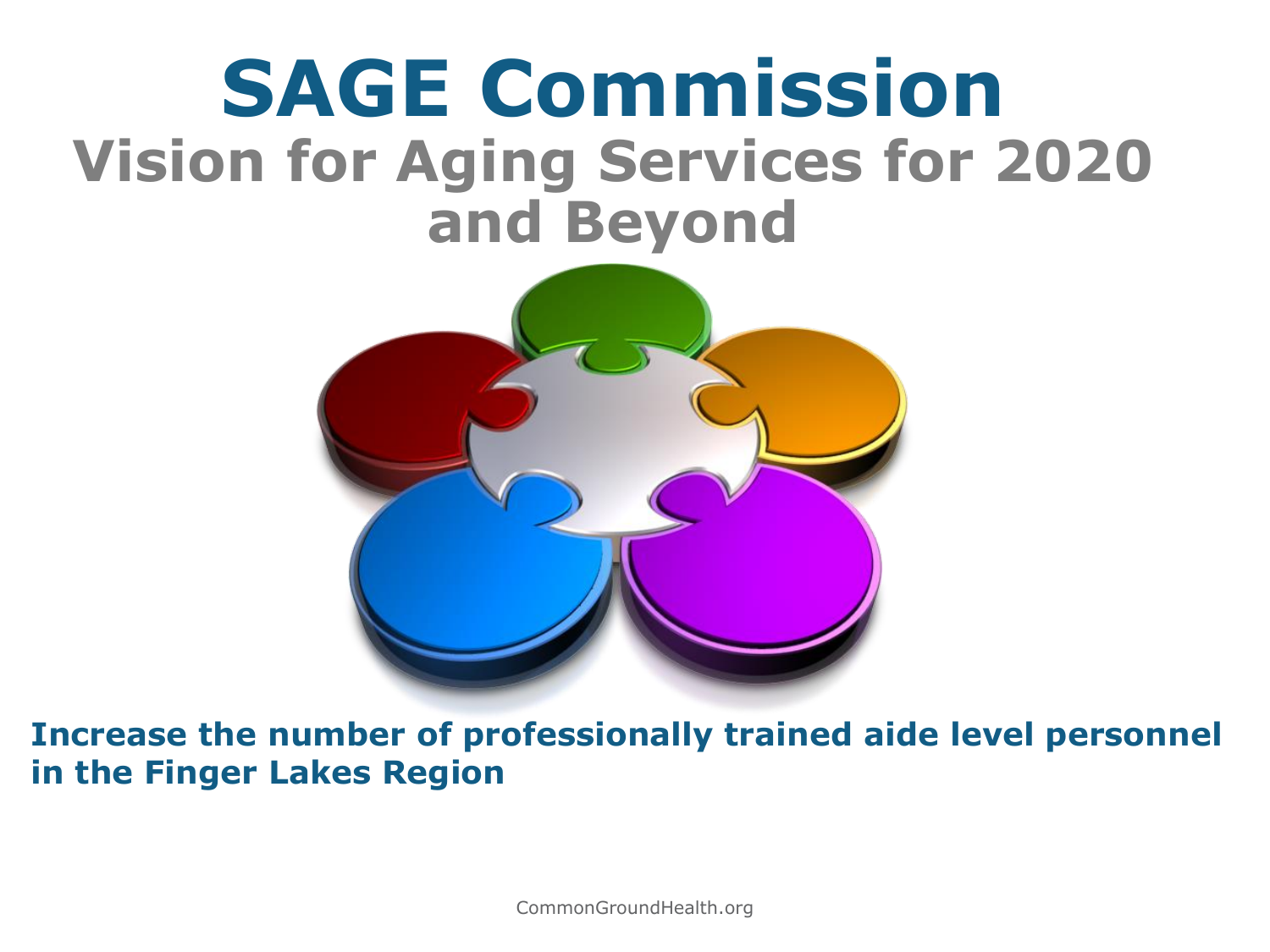# SAGE Commission

## Vision for Aging Services for 2020 and Beyond

**Increase the number of professionally trained aide level personnel in the Finger Lakes Region**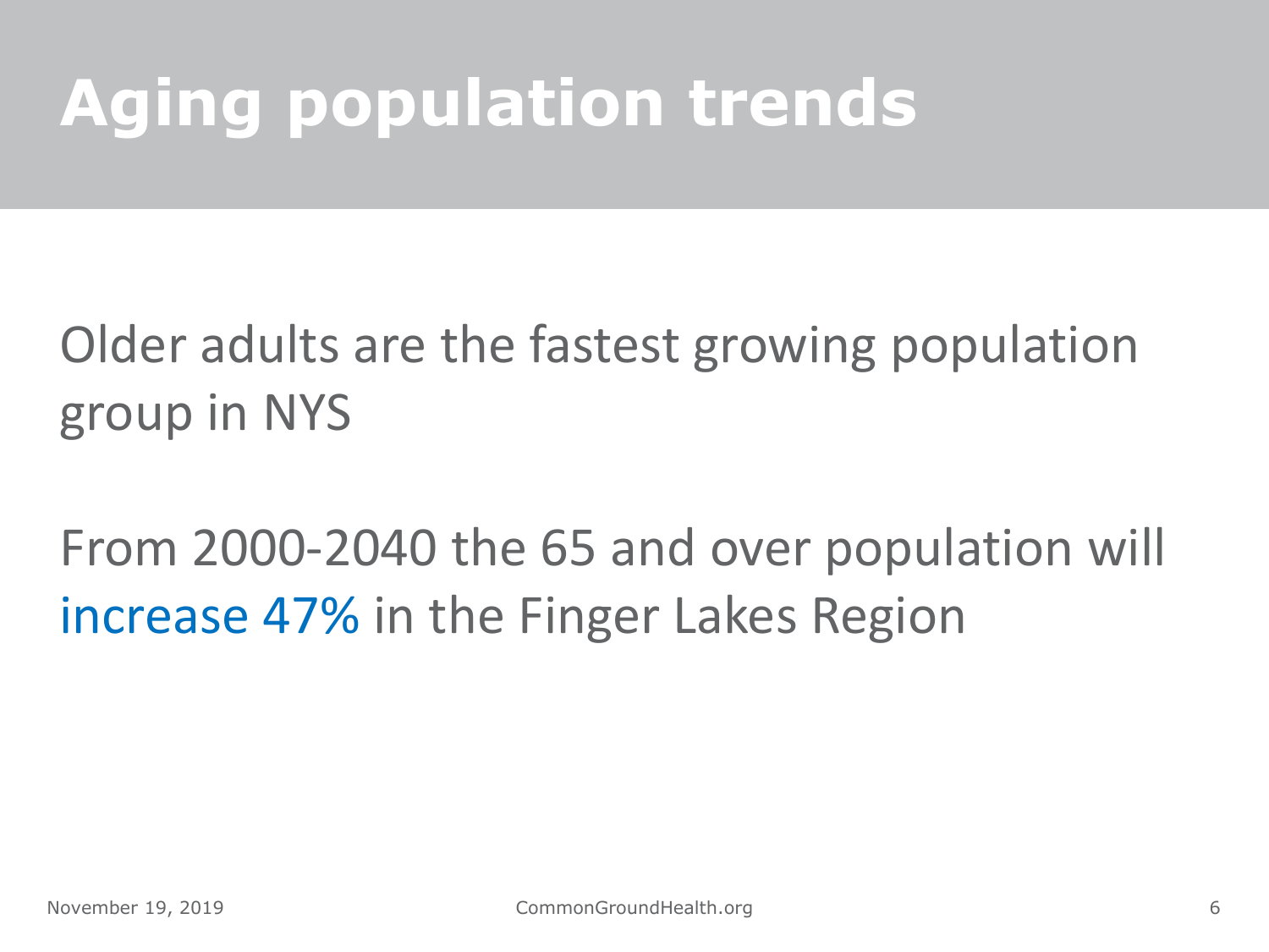# Aging population trends

Older adults are the fastest growing population group in NYS

From 2000-2040 the 65 and over population will increase 47% in the Finger Lakes Region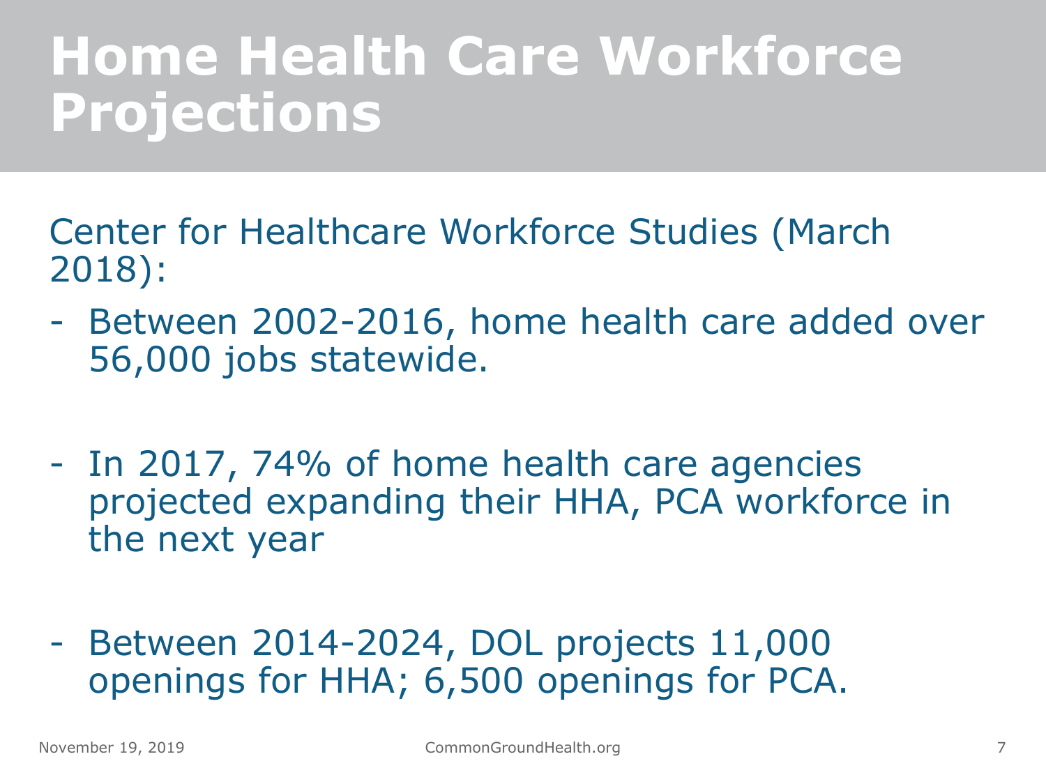# Home Health Care Workforce Projections

Center for Healthcare Workforce Studies (March 2018):

- Between 2002-2016, home health care added over 56,000 jobs statewide.
- In 2017, 74% of home health care agencies projected expanding their HHA, PCA workforce in the next year
- Between 2014-2024, DOL projects 11,000 openings for HHA; 6,500 openings for PCA.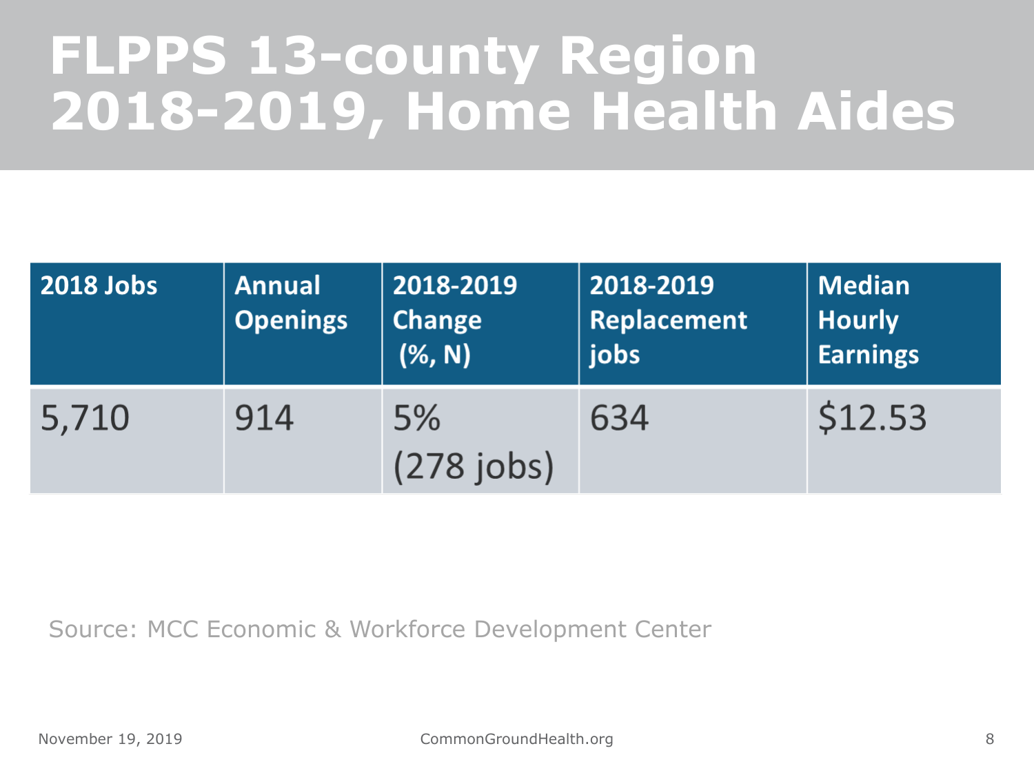# FLPPS 13-county Region 2018-2019, Home Health Aides

| 2018 Jobs | Annual Openings | 2018-2019 Change (%, N) | 2018-2019 Replacement jobs | Median Hourly Earnings |
|---|---|---|---|---|
| 5,710 | 914 | 5% (278 jobs) | 634 | $12.53 |

Source: MCC Economic & Workforce Development Center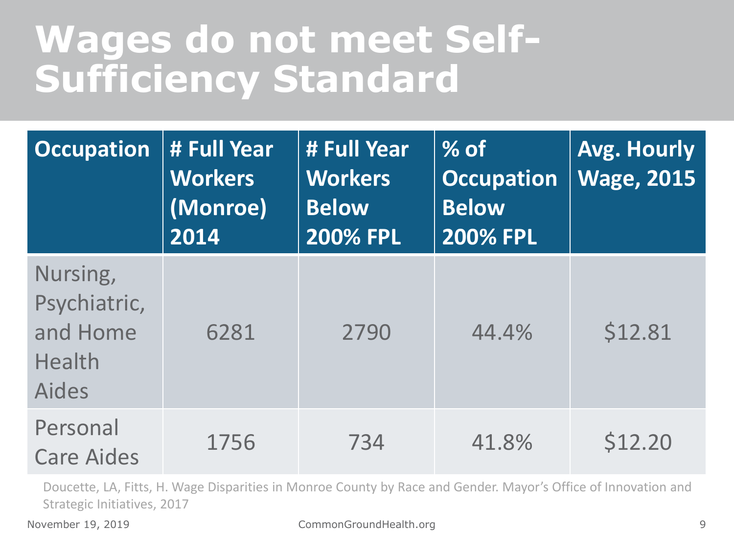# Wages do not meet Self-Sufficiency Standard

| Occupation | # Full Year Workers (Monroe) 2014 | # Full Year Workers Below 200% FPL | % of Occupation Below 200% FPL | Avg. Hourly Wage, 2015 |
|---|---|---|---|---|
| Nursing, Psychiatric, and Home Health Aides | 6281 | 2790 | 44.4% | $12.81 |
| Personal Care Aides | 1756 | 734 | 41.8% | $12.20 |

Doucette, LA, Fitts, H. Wage Disparities in Monroe County by Race and Gender. Mayor's Office of Innovation and Strategic Initiatives, 2017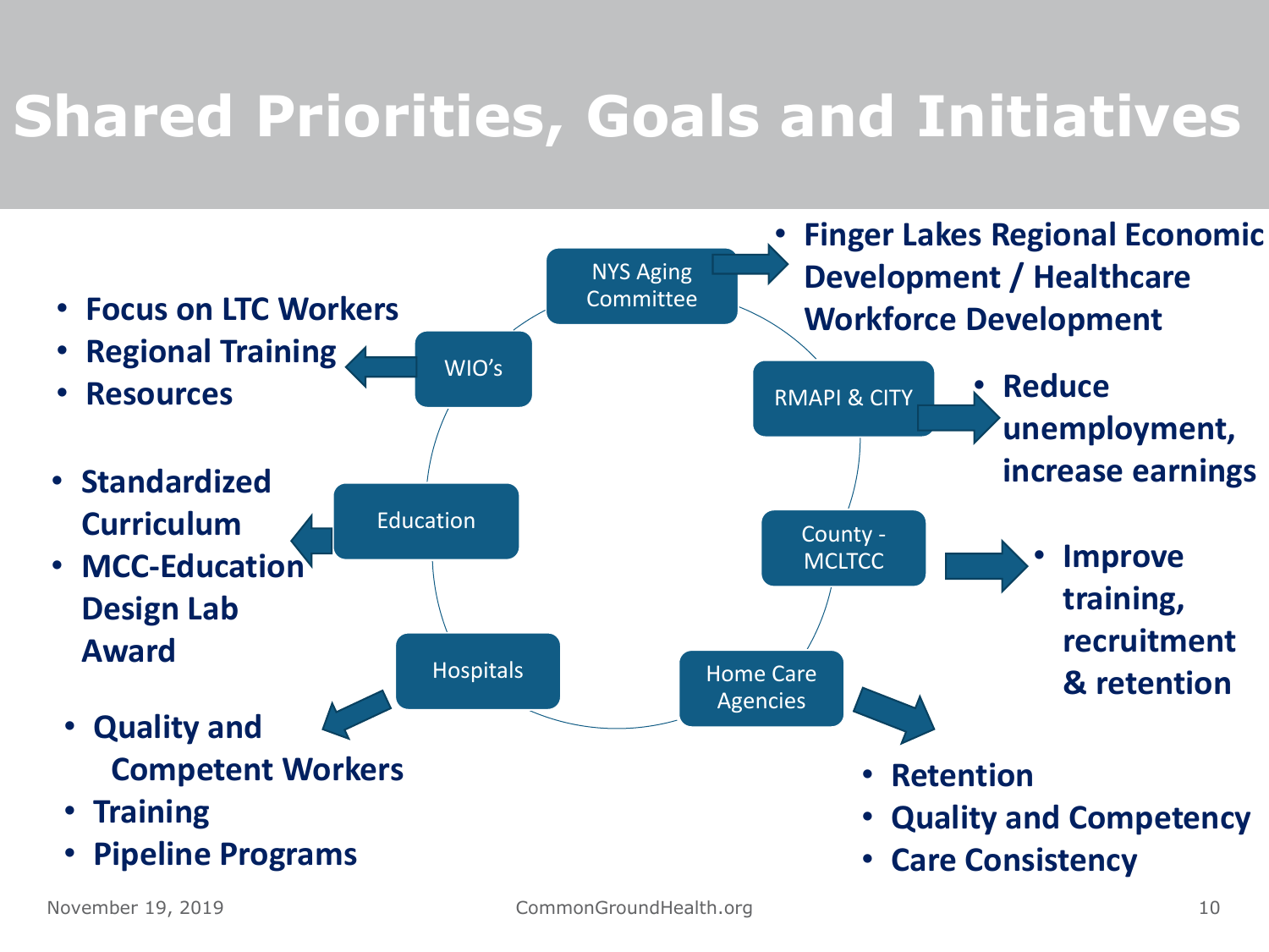# Shared Priorities, Goals and Initiatives

**NYS Aging Committee**

- **Finger Lakes Regional Economic Development / Healthcare Workforce Development**

**RMAPI & CITY**

- **Reduce unemployment, increase earnings**

**County - MCLTCC**

- **Improve training, recruitment & retention**

**Home Care Agencies**

- **Retention**
- **Quality and Competency**
- **Care Consistency**

**Hospitals**

- **Quality and Competent Workers**
- **Training**
- **Pipeline Programs**

**Education**

- **Standardized Curriculum**
- **MCC-Education Design Lab Award**

**WIO's**

- **Focus on LTC Workers**
- **Regional Training**
- **Resources**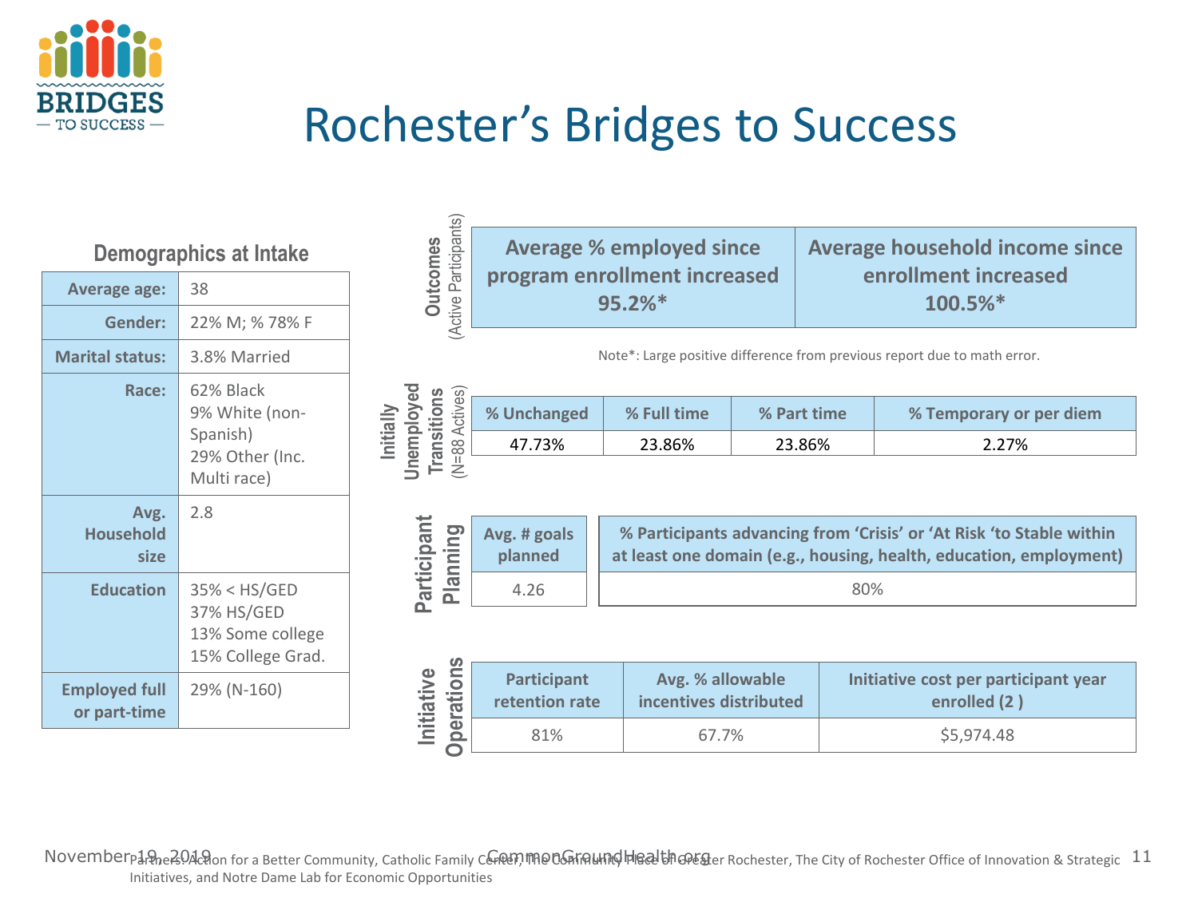# Rochester's Bridges to Success

### Demographics at Intake

| | |
|---|---|
| **Average age:** | 38 |
| **Gender:** | 22% M; % 78% F |
| **Marital status:** | 3.8% Married |
| **Race:** | 62% Black<br>9% White (non-Spanish)<br>29% Other (Inc. Multi race) |
| **Avg. Household size** | 2.8 |
| **Education** | 35% < HS/GED<br>37% HS/GED<br>13% Some college<br>15% College Grad. |
| **Employed full or part-time** | 29% (N-160) |

**Outcomes** (Active Participants)

| Average % employed since program enrollment increased 95.2%* | Average household income since enrollment increased 100.5%* |
|---|---|

Note*: Large positive difference from previous report due to math error.

**Initially Unemployed Transitions** (N=88 Actives)

| % Unchanged | % Full time | % Part time | % Temporary or per diem |
|---|---|---|---|
| 47.73% | 23.86% | 23.86% | 2.27% |

**Participant Planning**

| Avg. # goals planned | % Participants advancing from 'Crisis' or 'At Risk 'to Stable within at least one domain (e.g., housing, health, education, employment) |
|---|---|
| 4.26 | 80% |

**Initiative Operations**

| Participant retention rate | Avg. % allowable incentives distributed | Initiative cost per participant year enrolled (2 ) |
|---|---|---|
| 81% | 67.7% | $5,974.48 |

Partners: Action for a Better Community, Catholic Family Center, The Community Place of Greater Rochester, The City of Rochester Office of Innovation & Strategic Initiatives, and Notre Dame Lab for Economic Opportunities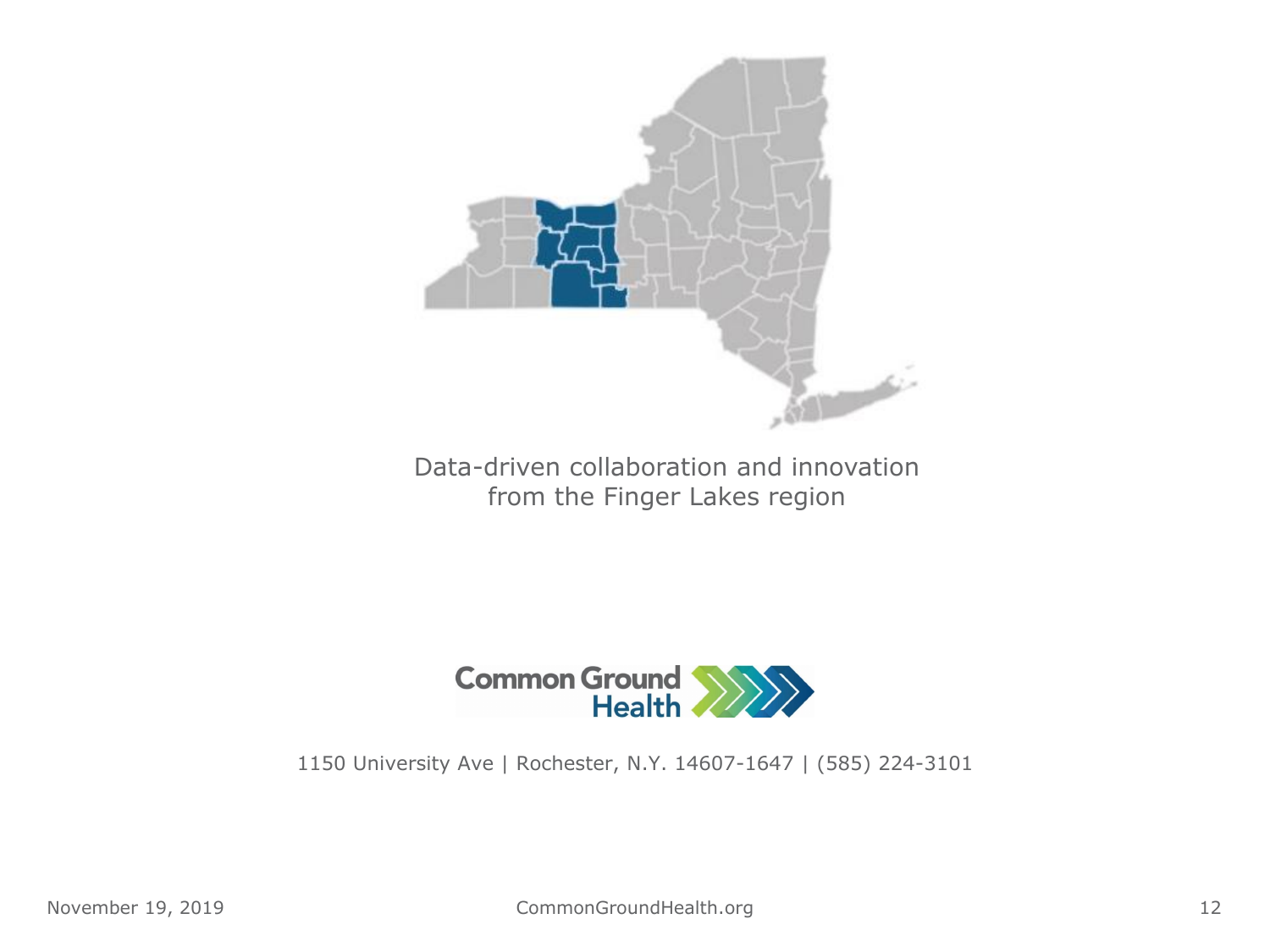Data-driven collaboration and innovation
from the Finger Lakes region

Common Ground Health

1150 University Ave | Rochester, N.Y. 14607-1647 | (585) 224-3101